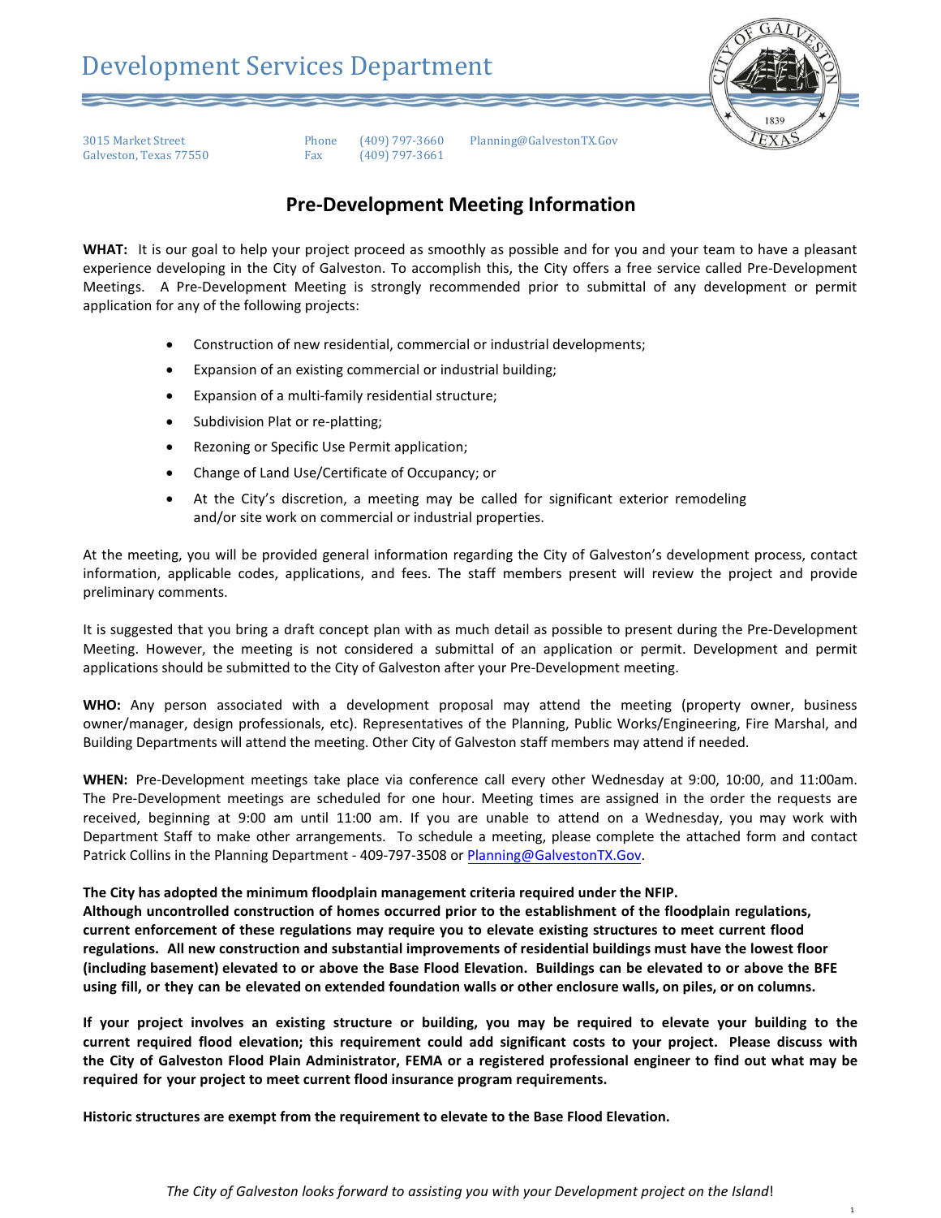# Development Services Department

3015 Market Street
Galveston, Texas 77550

Phone (409) 797-3660
Fax (409) 797-3661

Planning@GalvestonTX.Gov

## Pre-Development Meeting Information

**WHAT:** It is our goal to help your project proceed as smoothly as possible and for you and your team to have a pleasant experience developing in the City of Galveston. To accomplish this, the City offers a free service called Pre-Development Meetings. A Pre-Development Meeting is strongly recommended prior to submittal of any development or permit application for any of the following projects:

- Construction of new residential, commercial or industrial developments;
- Expansion of an existing commercial or industrial building;
- Expansion of a multi-family residential structure;
- Subdivision Plat or re-platting;
- Rezoning or Specific Use Permit application;
- Change of Land Use/Certificate of Occupancy; or
- At the City's discretion, a meeting may be called for significant exterior remodeling and/or site work on commercial or industrial properties.

At the meeting, you will be provided general information regarding the City of Galveston's development process, contact information, applicable codes, applications, and fees. The staff members present will review the project and provide preliminary comments.

It is suggested that you bring a draft concept plan with as much detail as possible to present during the Pre-Development Meeting. However, the meeting is not considered a submittal of an application or permit. Development and permit applications should be submitted to the City of Galveston after your Pre-Development meeting.

**WHO:** Any person associated with a development proposal may attend the meeting (property owner, business owner/manager, design professionals, etc). Representatives of the Planning, Public Works/Engineering, Fire Marshal, and Building Departments will attend the meeting. Other City of Galveston staff members may attend if needed.

**WHEN:** Pre-Development meetings take place via conference call every other Wednesday at 9:00, 10:00, and 11:00am. The Pre-Development meetings are scheduled for one hour. Meeting times are assigned in the order the requests are received, beginning at 9:00 am until 11:00 am. If you are unable to attend on a Wednesday, you may work with Department Staff to make other arrangements. To schedule a meeting, please complete the attached form and contact Patrick Collins in the Planning Department - 409-797-3508 or Planning@GalvestonTX.Gov.

**The City has adopted the minimum floodplain management criteria required under the NFIP.**
**Although uncontrolled construction of homes occurred prior to the establishment of the floodplain regulations, current enforcement of these regulations may require you to elevate existing structures to meet current flood regulations. All new construction and substantial improvements of residential buildings must have the lowest floor (including basement) elevated to or above the Base Flood Elevation. Buildings can be elevated to or above the BFE using fill, or they can be elevated on extended foundation walls or other enclosure walls, on piles, or on columns.**

**If your project involves an existing structure or building, you may be required to elevate your building to the current required flood elevation; this requirement could add significant costs to your project. Please discuss with the City of Galveston Flood Plain Administrator, FEMA or a registered professional engineer to find out what may be required for your project to meet current flood insurance program requirements.**

**Historic structures are exempt from the requirement to elevate to the Base Flood Elevation.**

*The City of Galveston looks forward to assisting you with your Development project on the Island*!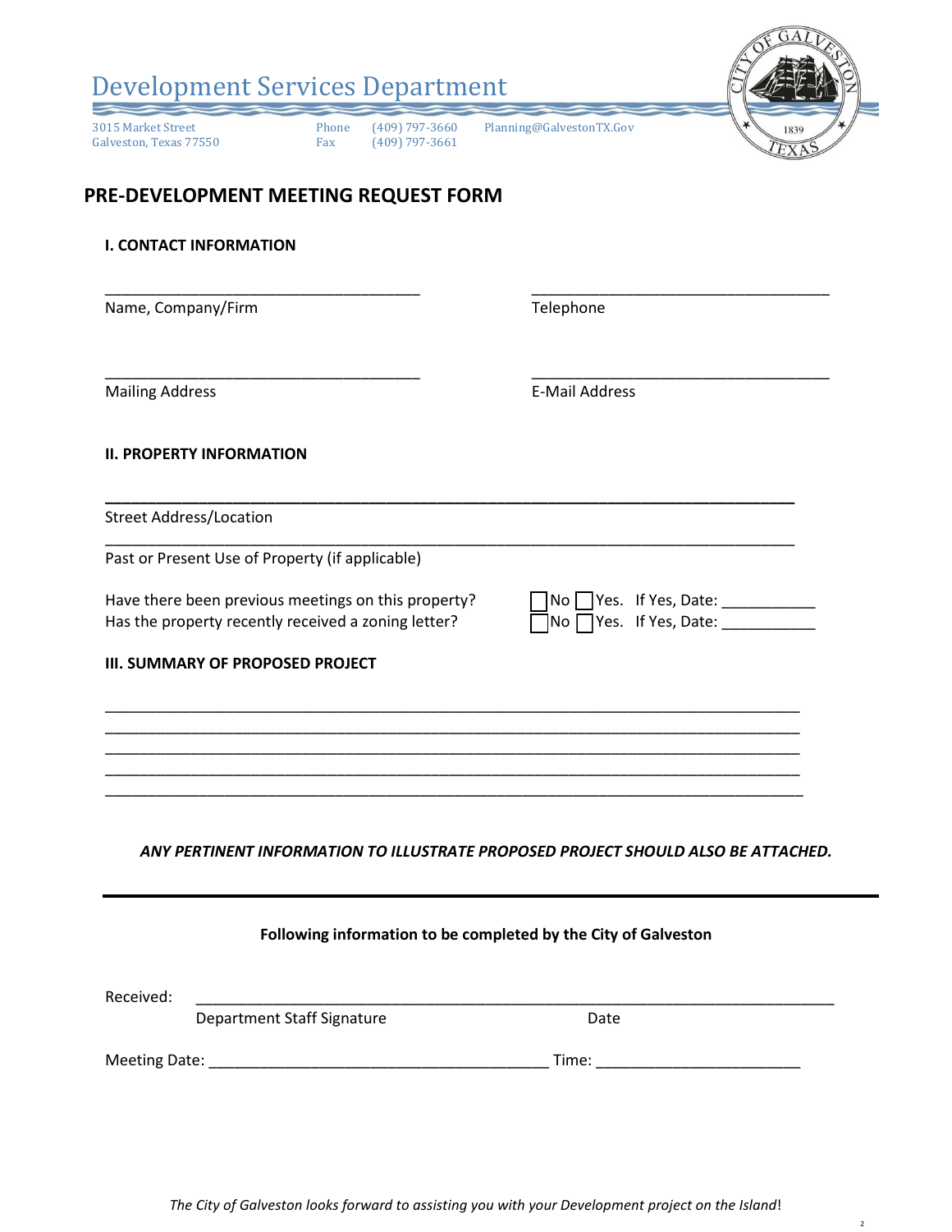# Development Services Department

3015 Market Street
Galveston, Texas 77550

Phone (409) 797-3660
Fax (409) 797-3661

Planning@GalvestonTX.Gov

## PRE-DEVELOPMENT MEETING REQUEST FORM

### I. CONTACT INFORMATION

______________________________________ ______________________________________

Name, Company/Firm Telephone

______________________________________ ______________________________________

Mailing Address E-Mail Address

### II. PROPERTY INFORMATION

______________________________________________________________________________

Street Address/Location

______________________________________________________________________________

Past or Present Use of Property (if applicable)

Have there been previous meetings on this property? ☐ No ☐ Yes. If Yes, Date: ___________

Has the property recently received a zoning letter? ☐ No ☐ Yes. If Yes, Date: ___________

### III. SUMMARY OF PROPOSED PROJECT

______________________________________________________________________________

______________________________________________________________________________

______________________________________________________________________________

______________________________________________________________________________

______________________________________________________________________________

***ANY PERTINENT INFORMATION TO ILLUSTRATE PROPOSED PROJECT SHOULD ALSO BE ATTACHED.***

---

**Following information to be completed by the City of Galveston**

Received: ______________________________________________________________________

Department Staff Signature Date

Meeting Date: _______________________________________ Time: ________________________

*The City of Galveston looks forward to assisting you with your Development project on the Island*!